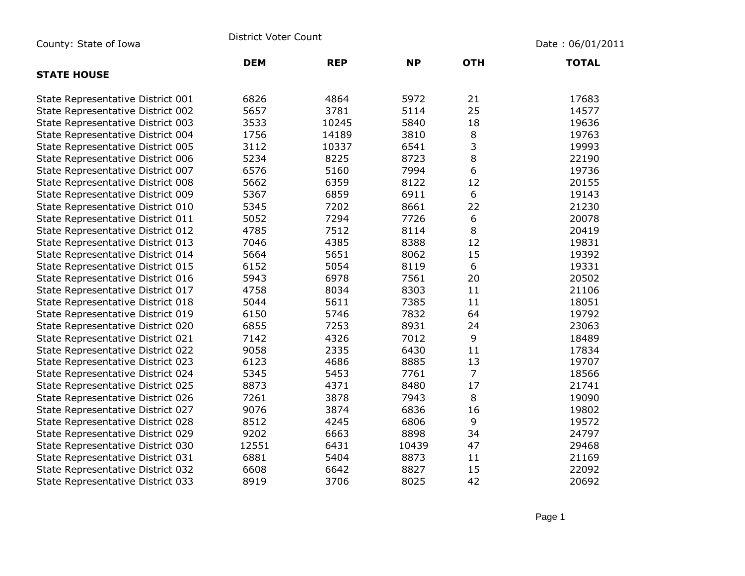County: State of Iowa

District Voter Count

Date : 06/01/2011

| STATE HOUSE | DEM | REP | NP | OTH | TOTAL |
|---|---|---|---|---|---|
| State Representative District 001 | 6826 | 4864 | 5972 | 21 | 17683 |
| State Representative District 002 | 5657 | 3781 | 5114 | 25 | 14577 |
| State Representative District 003 | 3533 | 10245 | 5840 | 18 | 19636 |
| State Representative District 004 | 1756 | 14189 | 3810 | 8 | 19763 |
| State Representative District 005 | 3112 | 10337 | 6541 | 3 | 19993 |
| State Representative District 006 | 5234 | 8225 | 8723 | 8 | 22190 |
| State Representative District 007 | 6576 | 5160 | 7994 | 6 | 19736 |
| State Representative District 008 | 5662 | 6359 | 8122 | 12 | 20155 |
| State Representative District 009 | 5367 | 6859 | 6911 | 6 | 19143 |
| State Representative District 010 | 5345 | 7202 | 8661 | 22 | 21230 |
| State Representative District 011 | 5052 | 7294 | 7726 | 6 | 20078 |
| State Representative District 012 | 4785 | 7512 | 8114 | 8 | 20419 |
| State Representative District 013 | 7046 | 4385 | 8388 | 12 | 19831 |
| State Representative District 014 | 5664 | 5651 | 8062 | 15 | 19392 |
| State Representative District 015 | 6152 | 5054 | 8119 | 6 | 19331 |
| State Representative District 016 | 5943 | 6978 | 7561 | 20 | 20502 |
| State Representative District 017 | 4758 | 8034 | 8303 | 11 | 21106 |
| State Representative District 018 | 5044 | 5611 | 7385 | 11 | 18051 |
| State Representative District 019 | 6150 | 5746 | 7832 | 64 | 19792 |
| State Representative District 020 | 6855 | 7253 | 8931 | 24 | 23063 |
| State Representative District 021 | 7142 | 4326 | 7012 | 9 | 18489 |
| State Representative District 022 | 9058 | 2335 | 6430 | 11 | 17834 |
| State Representative District 023 | 6123 | 4686 | 8885 | 13 | 19707 |
| State Representative District 024 | 5345 | 5453 | 7761 | 7 | 18566 |
| State Representative District 025 | 8873 | 4371 | 8480 | 17 | 21741 |
| State Representative District 026 | 7261 | 3878 | 7943 | 8 | 19090 |
| State Representative District 027 | 9076 | 3874 | 6836 | 16 | 19802 |
| State Representative District 028 | 8512 | 4245 | 6806 | 9 | 19572 |
| State Representative District 029 | 9202 | 6663 | 8898 | 34 | 24797 |
| State Representative District 030 | 12551 | 6431 | 10439 | 47 | 29468 |
| State Representative District 031 | 6881 | 5404 | 8873 | 11 | 21169 |
| State Representative District 032 | 6608 | 6642 | 8827 | 15 | 22092 |
| State Representative District 033 | 8919 | 3706 | 8025 | 42 | 20692 |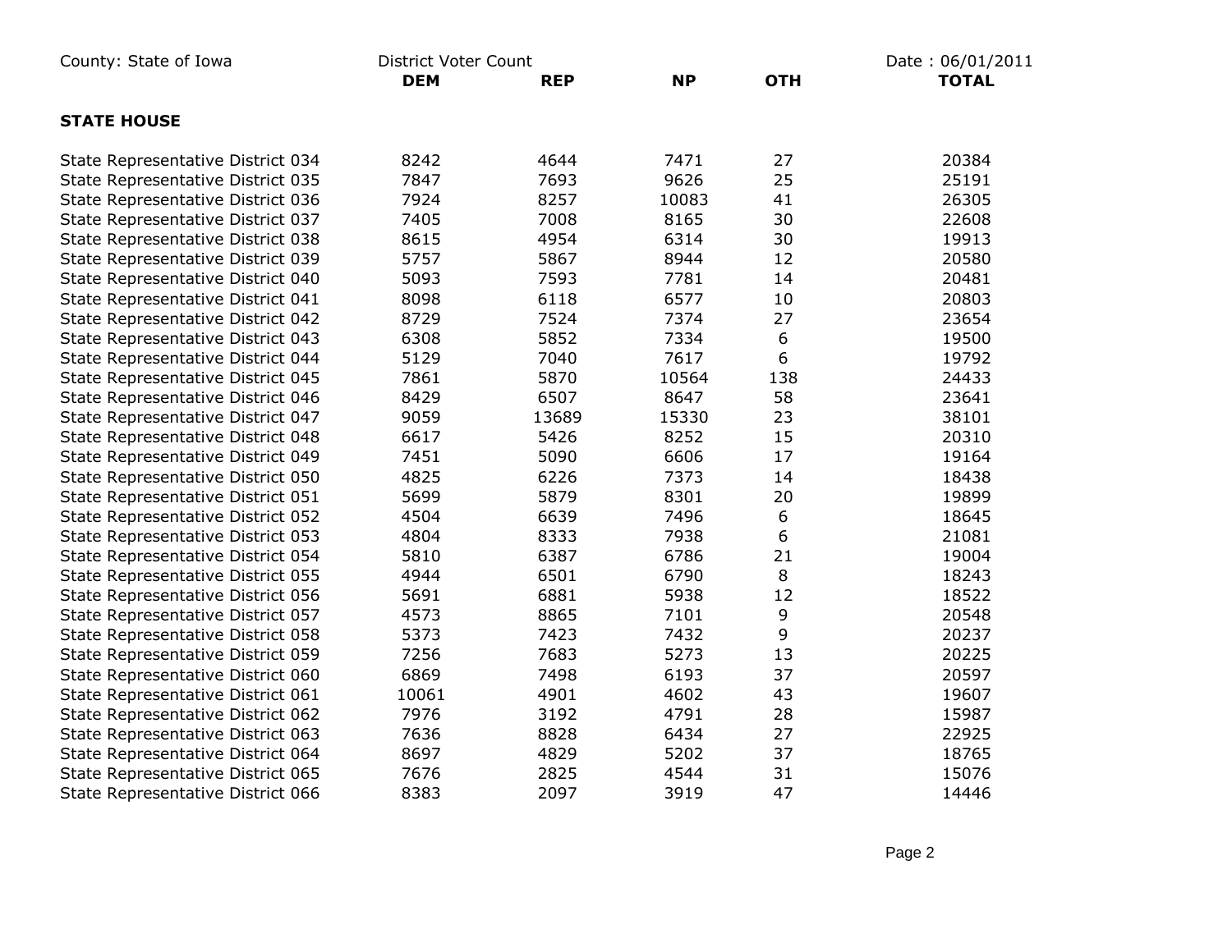County: State of Iowa — District Voter Count — Date : 06/01/2011

| | DEM | REP | NP | OTH | TOTAL |
|---|---|---|---|---|---|
| **STATE HOUSE** | | | | | |
| State Representative District 034 | 8242 | 4644 | 7471 | 27 | 20384 |
| State Representative District 035 | 7847 | 7693 | 9626 | 25 | 25191 |
| State Representative District 036 | 7924 | 8257 | 10083 | 41 | 26305 |
| State Representative District 037 | 7405 | 7008 | 8165 | 30 | 22608 |
| State Representative District 038 | 8615 | 4954 | 6314 | 30 | 19913 |
| State Representative District 039 | 5757 | 5867 | 8944 | 12 | 20580 |
| State Representative District 040 | 5093 | 7593 | 7781 | 14 | 20481 |
| State Representative District 041 | 8098 | 6118 | 6577 | 10 | 20803 |
| State Representative District 042 | 8729 | 7524 | 7374 | 27 | 23654 |
| State Representative District 043 | 6308 | 5852 | 7334 | 6 | 19500 |
| State Representative District 044 | 5129 | 7040 | 7617 | 6 | 19792 |
| State Representative District 045 | 7861 | 5870 | 10564 | 138 | 24433 |
| State Representative District 046 | 8429 | 6507 | 8647 | 58 | 23641 |
| State Representative District 047 | 9059 | 13689 | 15330 | 23 | 38101 |
| State Representative District 048 | 6617 | 5426 | 8252 | 15 | 20310 |
| State Representative District 049 | 7451 | 5090 | 6606 | 17 | 19164 |
| State Representative District 050 | 4825 | 6226 | 7373 | 14 | 18438 |
| State Representative District 051 | 5699 | 5879 | 8301 | 20 | 19899 |
| State Representative District 052 | 4504 | 6639 | 7496 | 6 | 18645 |
| State Representative District 053 | 4804 | 8333 | 7938 | 6 | 21081 |
| State Representative District 054 | 5810 | 6387 | 6786 | 21 | 19004 |
| State Representative District 055 | 4944 | 6501 | 6790 | 8 | 18243 |
| State Representative District 056 | 5691 | 6881 | 5938 | 12 | 18522 |
| State Representative District 057 | 4573 | 8865 | 7101 | 9 | 20548 |
| State Representative District 058 | 5373 | 7423 | 7432 | 9 | 20237 |
| State Representative District 059 | 7256 | 7683 | 5273 | 13 | 20225 |
| State Representative District 060 | 6869 | 7498 | 6193 | 37 | 20597 |
| State Representative District 061 | 10061 | 4901 | 4602 | 43 | 19607 |
| State Representative District 062 | 7976 | 3192 | 4791 | 28 | 15987 |
| State Representative District 063 | 7636 | 8828 | 6434 | 27 | 22925 |
| State Representative District 064 | 8697 | 4829 | 5202 | 37 | 18765 |
| State Representative District 065 | 7676 | 2825 | 4544 | 31 | 15076 |
| State Representative District 066 | 8383 | 2097 | 3919 | 47 | 14446 |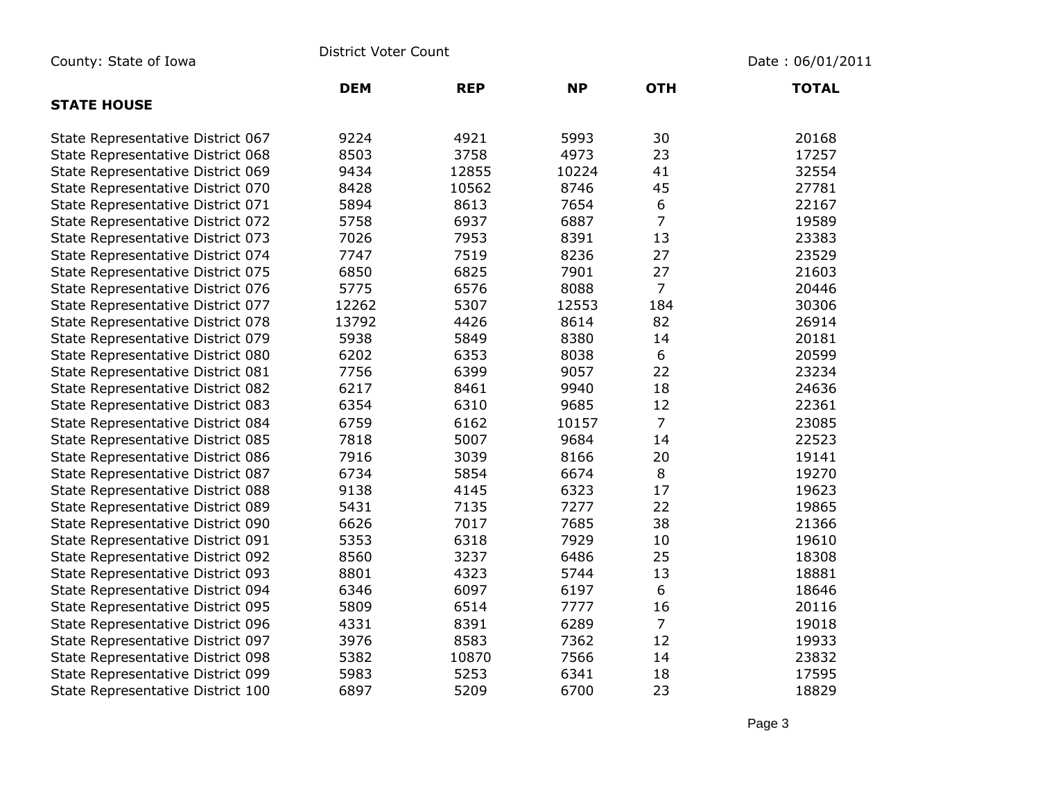County: State of Iowa

District Voter Count

Date : 06/01/2011

| STATE HOUSE | DEM | REP | NP | OTH | TOTAL |
|---|---|---|---|---|---|
| State Representative District 067 | 9224 | 4921 | 5993 | 30 | 20168 |
| State Representative District 068 | 8503 | 3758 | 4973 | 23 | 17257 |
| State Representative District 069 | 9434 | 12855 | 10224 | 41 | 32554 |
| State Representative District 070 | 8428 | 10562 | 8746 | 45 | 27781 |
| State Representative District 071 | 5894 | 8613 | 7654 | 6 | 22167 |
| State Representative District 072 | 5758 | 6937 | 6887 | 7 | 19589 |
| State Representative District 073 | 7026 | 7953 | 8391 | 13 | 23383 |
| State Representative District 074 | 7747 | 7519 | 8236 | 27 | 23529 |
| State Representative District 075 | 6850 | 6825 | 7901 | 27 | 21603 |
| State Representative District 076 | 5775 | 6576 | 8088 | 7 | 20446 |
| State Representative District 077 | 12262 | 5307 | 12553 | 184 | 30306 |
| State Representative District 078 | 13792 | 4426 | 8614 | 82 | 26914 |
| State Representative District 079 | 5938 | 5849 | 8380 | 14 | 20181 |
| State Representative District 080 | 6202 | 6353 | 8038 | 6 | 20599 |
| State Representative District 081 | 7756 | 6399 | 9057 | 22 | 23234 |
| State Representative District 082 | 6217 | 8461 | 9940 | 18 | 24636 |
| State Representative District 083 | 6354 | 6310 | 9685 | 12 | 22361 |
| State Representative District 084 | 6759 | 6162 | 10157 | 7 | 23085 |
| State Representative District 085 | 7818 | 5007 | 9684 | 14 | 22523 |
| State Representative District 086 | 7916 | 3039 | 8166 | 20 | 19141 |
| State Representative District 087 | 6734 | 5854 | 6674 | 8 | 19270 |
| State Representative District 088 | 9138 | 4145 | 6323 | 17 | 19623 |
| State Representative District 089 | 5431 | 7135 | 7277 | 22 | 19865 |
| State Representative District 090 | 6626 | 7017 | 7685 | 38 | 21366 |
| State Representative District 091 | 5353 | 6318 | 7929 | 10 | 19610 |
| State Representative District 092 | 8560 | 3237 | 6486 | 25 | 18308 |
| State Representative District 093 | 8801 | 4323 | 5744 | 13 | 18881 |
| State Representative District 094 | 6346 | 6097 | 6197 | 6 | 18646 |
| State Representative District 095 | 5809 | 6514 | 7777 | 16 | 20116 |
| State Representative District 096 | 4331 | 8391 | 6289 | 7 | 19018 |
| State Representative District 097 | 3976 | 8583 | 7362 | 12 | 19933 |
| State Representative District 098 | 5382 | 10870 | 7566 | 14 | 23832 |
| State Representative District 099 | 5983 | 5253 | 6341 | 18 | 17595 |
| State Representative District 100 | 6897 | 5209 | 6700 | 23 | 18829 |